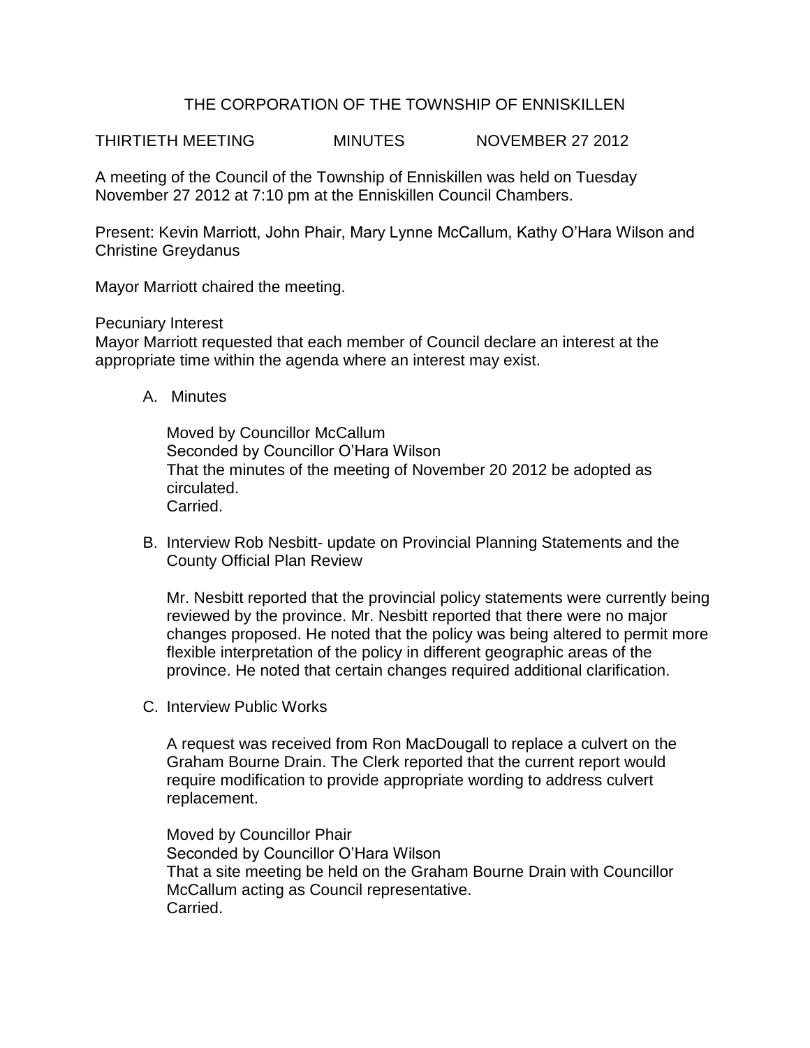# THE CORPORATION OF THE TOWNSHIP OF ENNISKILLEN

THIRTIETH MEETING MINUTES NOVEMBER 27 2012

A meeting of the Council of the Township of Enniskillen was held on Tuesday November 27 2012 at 7:10 pm at the Enniskillen Council Chambers.

Present: Kevin Marriott, John Phair, Mary Lynne McCallum, Kathy O'Hara Wilson and Christine Greydanus

Mayor Marriott chaired the meeting.

Pecuniary Interest
Mayor Marriott requested that each member of Council declare an interest at the appropriate time within the agenda where an interest may exist.

A. Minutes

   Moved by Councillor McCallum
   Seconded by Councillor O'Hara Wilson
   That the minutes of the meeting of November 20 2012 be adopted as circulated.
   Carried.

B. Interview Rob Nesbitt- update on Provincial Planning Statements and the County Official Plan Review

   Mr. Nesbitt reported that the provincial policy statements were currently being reviewed by the province. Mr. Nesbitt reported that there were no major changes proposed. He noted that the policy was being altered to permit more flexible interpretation of the policy in different geographic areas of the province. He noted that certain changes required additional clarification.

C. Interview Public Works

   A request was received from Ron MacDougall to replace a culvert on the Graham Bourne Drain. The Clerk reported that the current report would require modification to provide appropriate wording to address culvert replacement.

   Moved by Councillor Phair
   Seconded by Councillor O'Hara Wilson
   That a site meeting be held on the Graham Bourne Drain with Councillor McCallum acting as Council representative.
   Carried.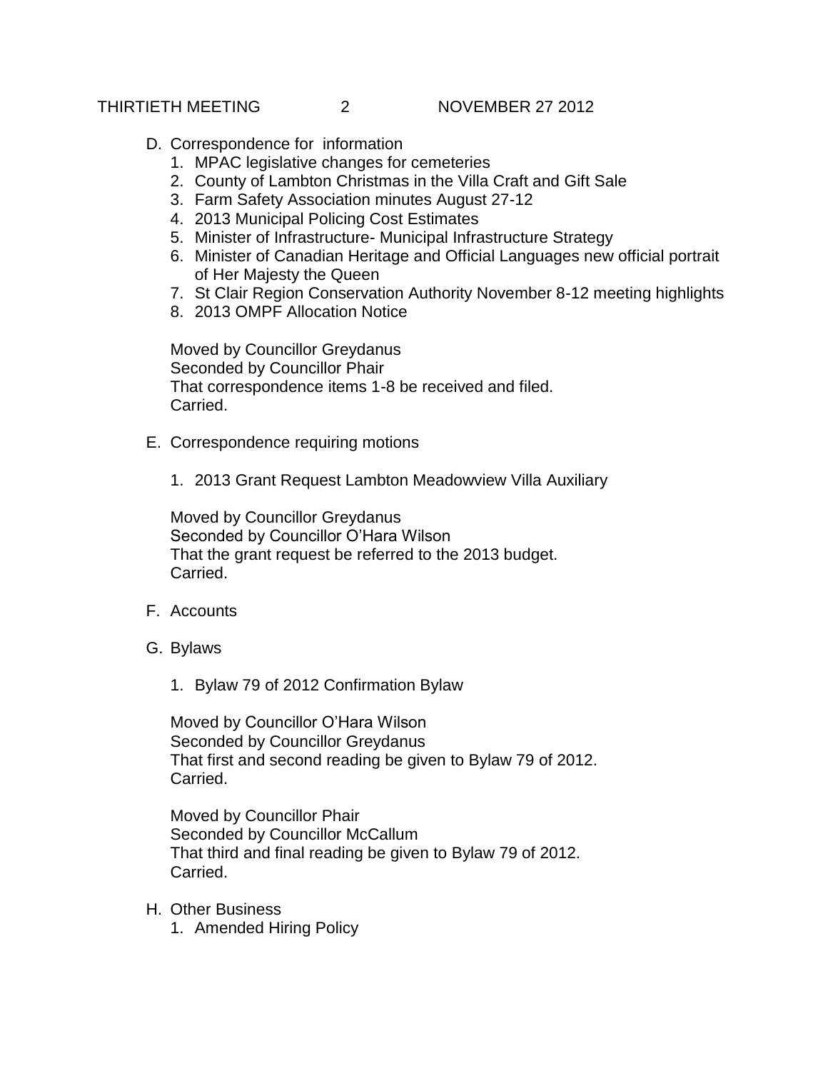D. Correspondence for information
   1. MPAC legislative changes for cemeteries
   2. County of Lambton Christmas in the Villa Craft and Gift Sale
   3. Farm Safety Association minutes August 27-12
   4. 2013 Municipal Policing Cost Estimates
   5. Minister of Infrastructure- Municipal Infrastructure Strategy
   6. Minister of Canadian Heritage and Official Languages new official portrait of Her Majesty the Queen
   7. St Clair Region Conservation Authority November 8-12 meeting highlights
   8. 2013 OMPF Allocation Notice

   Moved by Councillor Greydanus
   Seconded by Councillor Phair
   That correspondence items 1-8 be received and filed.
   Carried.

E. Correspondence requiring motions

   1. 2013 Grant Request Lambton Meadowview Villa Auxiliary

   Moved by Councillor Greydanus
   Seconded by Councillor O'Hara Wilson
   That the grant request be referred to the 2013 budget.
   Carried.

F. Accounts

G. Bylaws

   1. Bylaw 79 of 2012 Confirmation Bylaw

   Moved by Councillor O'Hara Wilson
   Seconded by Councillor Greydanus
   That first and second reading be given to Bylaw 79 of 2012.
   Carried.

   Moved by Councillor Phair
   Seconded by Councillor McCallum
   That third and final reading be given to Bylaw 79 of 2012.
   Carried.

H. Other Business
   1. Amended Hiring Policy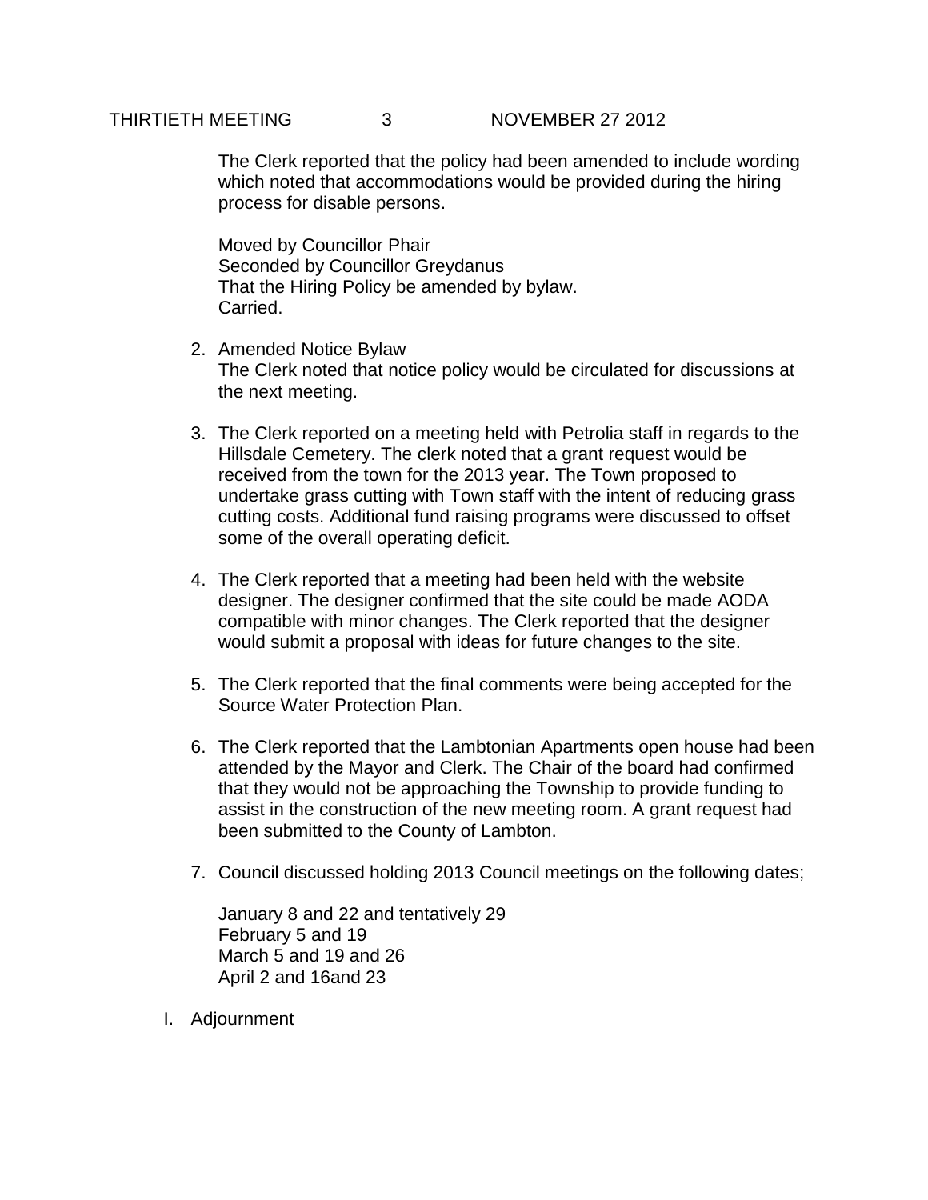The Clerk reported that the policy had been amended to include wording which noted that accommodations would be provided during the hiring process for disable persons.

Moved by Councillor Phair
Seconded by Councillor Greydanus
That the Hiring Policy be amended by bylaw.
Carried.

2. Amended Notice Bylaw
   The Clerk noted that notice policy would be circulated for discussions at the next meeting.

3. The Clerk reported on a meeting held with Petrolia staff in regards to the Hillsdale Cemetery. The clerk noted that a grant request would be received from the town for the 2013 year. The Town proposed to undertake grass cutting with Town staff with the intent of reducing grass cutting costs. Additional fund raising programs were discussed to offset some of the overall operating deficit.

4. The Clerk reported that a meeting had been held with the website designer. The designer confirmed that the site could be made AODA compatible with minor changes. The Clerk reported that the designer would submit a proposal with ideas for future changes to the site.

5. The Clerk reported that the final comments were being accepted for the Source Water Protection Plan.

6. The Clerk reported that the Lambtonian Apartments open house had been attended by the Mayor and Clerk. The Chair of the board had confirmed that they would not be approaching the Township to provide funding to assist in the construction of the new meeting room. A grant request had been submitted to the County of Lambton.

7. Council discussed holding 2013 Council meetings on the following dates;

   January 8 and 22 and tentatively 29
   February 5 and 19
   March 5 and 19 and 26
   April 2 and 16and 23

I. Adjournment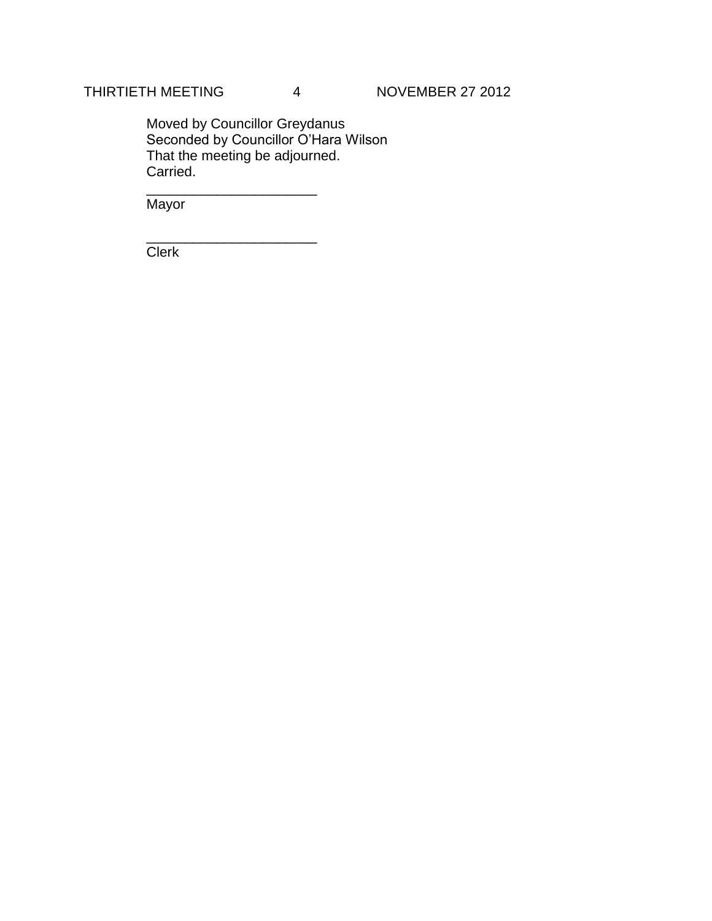Moved by Councillor Greydanus
Seconded by Councillor O'Hara Wilson
That the meeting be adjourned.
Carried.

_______________________
Mayor

_______________________
Clerk